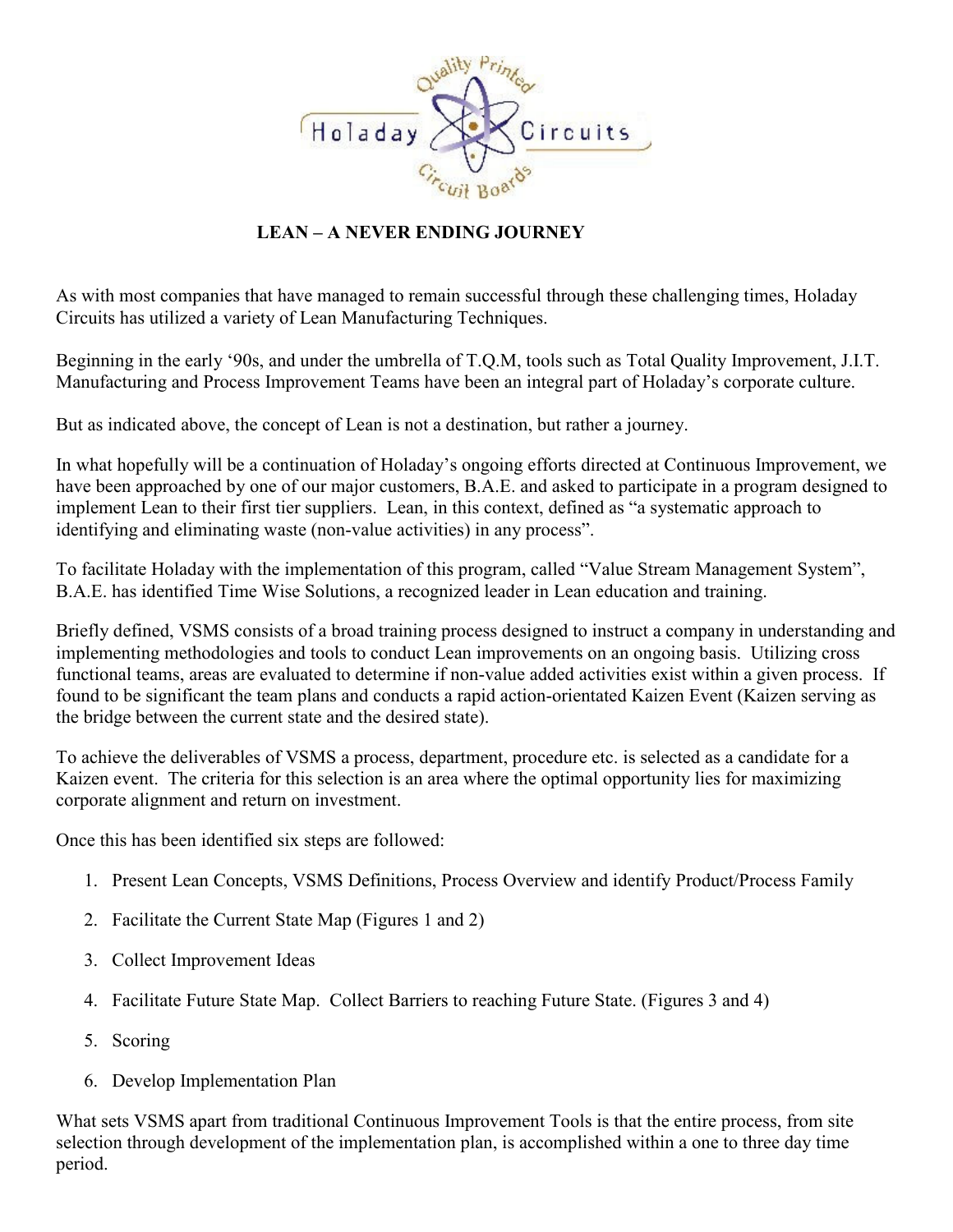# LEAN – A NEVER ENDING JOURNEY

As with most companies that have managed to remain successful through these challenging times, Holaday Circuits has utilized a variety of Lean Manufacturing Techniques.

Beginning in the early '90s, and under the umbrella of T.Q.M, tools such as Total Quality Improvement, J.I.T. Manufacturing and Process Improvement Teams have been an integral part of Holaday's corporate culture.

But as indicated above, the concept of Lean is not a destination, but rather a journey.

In what hopefully will be a continuation of Holaday's ongoing efforts directed at Continuous Improvement, we have been approached by one of our major customers, B.A.E. and asked to participate in a program designed to implement Lean to their first tier suppliers. Lean, in this context, defined as "a systematic approach to identifying and eliminating waste (non-value activities) in any process".

To facilitate Holaday with the implementation of this program, called "Value Stream Management System", B.A.E. has identified Time Wise Solutions, a recognized leader in Lean education and training.

Briefly defined, VSMS consists of a broad training process designed to instruct a company in understanding and implementing methodologies and tools to conduct Lean improvements on an ongoing basis. Utilizing cross functional teams, areas are evaluated to determine if non-value added activities exist within a given process. If found to be significant the team plans and conducts a rapid action-orientated Kaizen Event (Kaizen serving as the bridge between the current state and the desired state).

To achieve the deliverables of VSMS a process, department, procedure etc. is selected as a candidate for a Kaizen event. The criteria for this selection is an area where the optimal opportunity lies for maximizing corporate alignment and return on investment.

Once this has been identified six steps are followed:

1. Present Lean Concepts, VSMS Definitions, Process Overview and identify Product/Process Family
2. Facilitate the Current State Map (Figures 1 and 2)
3. Collect Improvement Ideas
4. Facilitate Future State Map. Collect Barriers to reaching Future State. (Figures 3 and 4)
5. Scoring
6. Develop Implementation Plan

What sets VSMS apart from traditional Continuous Improvement Tools is that the entire process, from site selection through development of the implementation plan, is accomplished within a one to three day time period.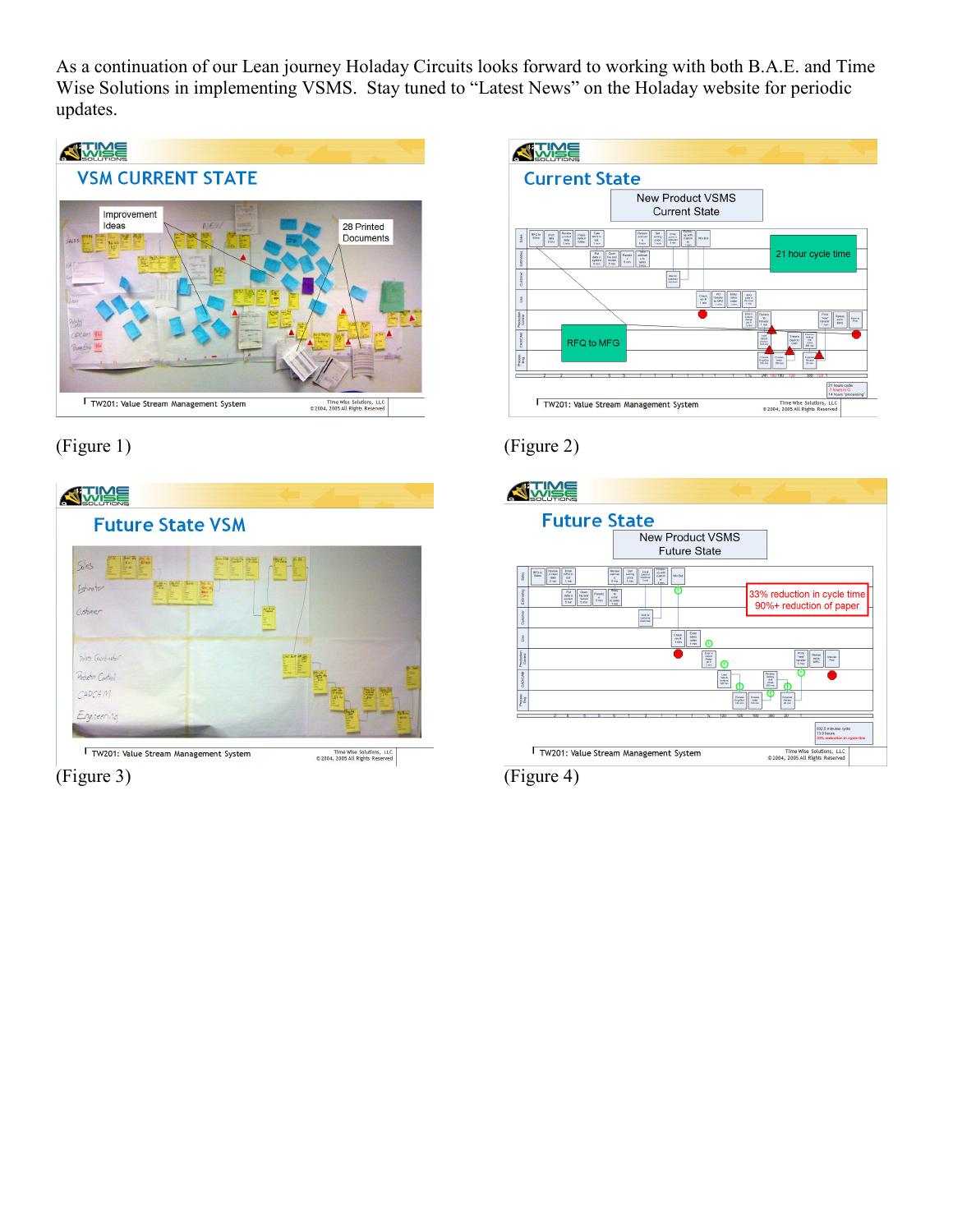As a continuation of our Lean journey Holaday Circuits looks forward to working with both B.A.E. and Time Wise Solutions in implementing VSMS. Stay tuned to "Latest News" on the Holaday website for periodic updates.

VSM CURRENT STATE

Improvement Ideas

28 Printed Documents

TW201: Value Stream Management System

(Figure 1)

Current State

New Product VSMS Current State

21 hour cycle time

RFQ to MFG

TW201: Value Stream Management System

(Figure 2)

Future State VSM

TW201: Value Stream Management System

(Figure 3)

Future State

New Product VSMS Future State

33% reduction in cycle time
90%+ reduction of paper

TW201: Value Stream Management System

(Figure 4)